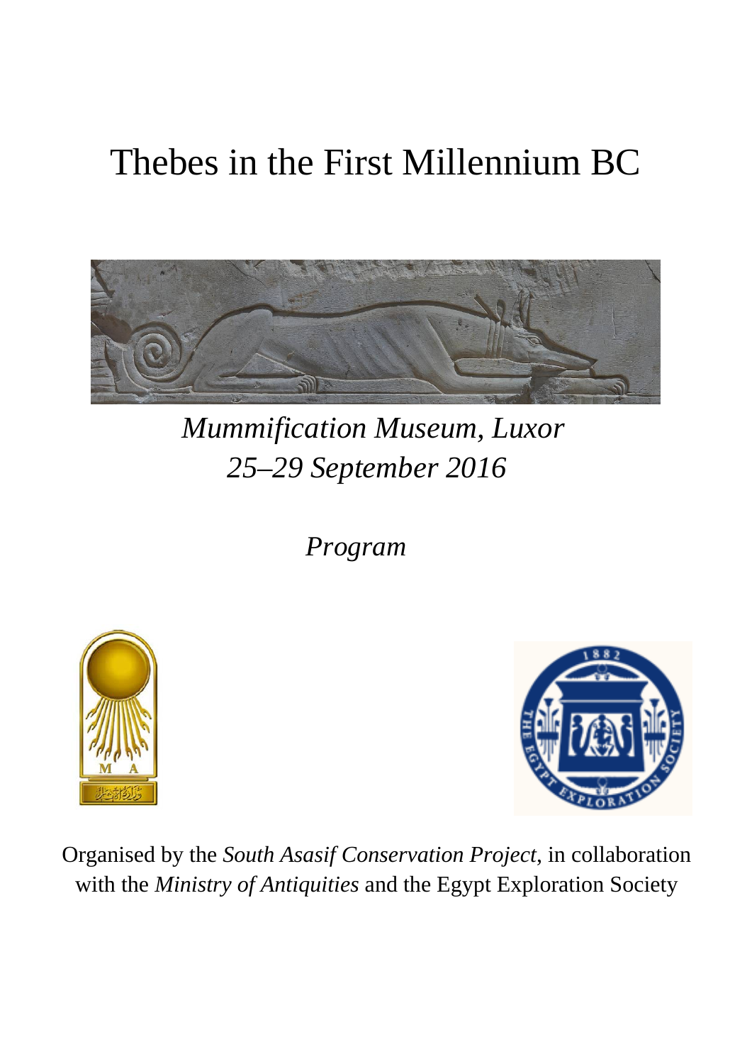# Thebes in the First Millennium BC

*Mummification Museum, Luxor*
*25–29 September 2016*

*Program*

Organised by the *South Asasif Conservation Project*, in collaboration with the *Ministry of Antiquities* and the Egypt Exploration Society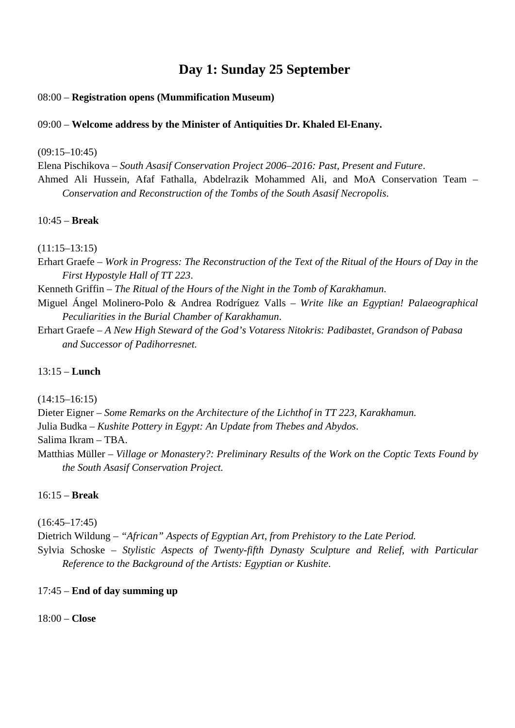## Day 1: Sunday 25 September

08:00 – **Registration opens (Mummification Museum)**

09:00 – **Welcome address by the Minister of Antiquities Dr. Khaled El-Enany.**

(09:15–10:45)

Elena Pischikova – *South Asasif Conservation Project 2006–2016: Past, Present and Future*.

Ahmed Ali Hussein, Afaf Fathalla, Abdelrazik Mohammed Ali, and MoA Conservation Team – *Conservation and Reconstruction of the Tombs of the South Asasif Necropolis*.

10:45 – **Break**

(11:15–13:15)

Erhart Graefe – *Work in Progress: The Reconstruction of the Text of the Ritual of the Hours of Day in the First Hypostyle Hall of TT 223*.

Kenneth Griffin – *The Ritual of the Hours of the Night in the Tomb of Karakhamun*.

Miguel Ángel Molinero-Polo & Andrea Rodríguez Valls – *Write like an Egyptian! Palaeographical Peculiarities in the Burial Chamber of Karakhamun*.

Erhart Graefe – *A New High Steward of the God's Votaress Nitokris: Padibastet, Grandson of Pabasa and Successor of Padihorresnet.*

13:15 – **Lunch**

(14:15–16:15)

Dieter Eigner – *Some Remarks on the Architecture of the Lichthof in TT 223, Karakhamun.*

Julia Budka – *Kushite Pottery in Egypt: An Update from Thebes and Abydos*.

Salima Ikram – TBA.

Matthias Müller – *Village or Monastery?: Preliminary Results of the Work on the Coptic Texts Found by the South Asasif Conservation Project.*

16:15 – **Break**

(16:45–17:45)

Dietrich Wildung – *"African" Aspects of Egyptian Art, from Prehistory to the Late Period.*

Sylvia Schoske – *Stylistic Aspects of Twenty-fifth Dynasty Sculpture and Relief, with Particular Reference to the Background of the Artists: Egyptian or Kushite*.

17:45 – **End of day summing up**

18:00 – **Close**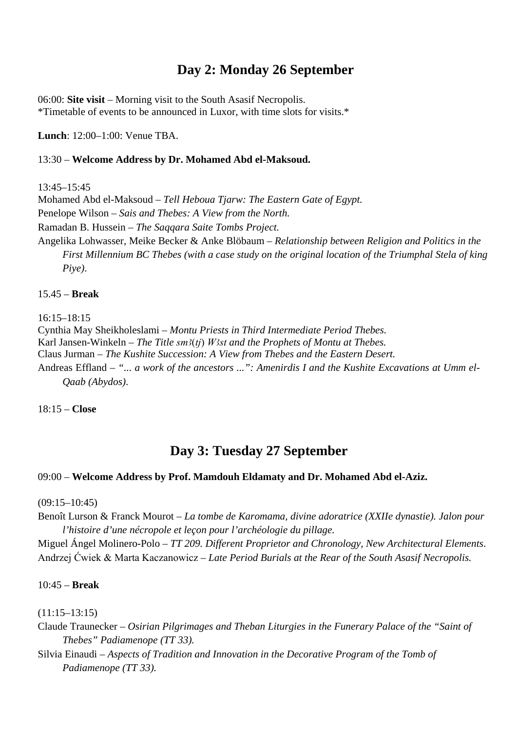## Day 2: Monday 26 September

06:00: **Site visit** – Morning visit to the South Asasif Necropolis.
*Timetable of events to be announced in Luxor, with time slots for visits.*

**Lunch**: 12:00–1:00: Venue TBA.

13:30 – **Welcome Address by Dr. Mohamed Abd el-Maksoud.**

13:45–15:45

Mohamed Abd el-Maksoud – *Tell Heboua Tjarw: The Eastern Gate of Egypt.*

Penelope Wilson – *Sais and Thebes: A View from the North.*

Ramadan B. Hussein – *The Saqqara Saite Tombs Project.*

Angelika Lohwasser, Meike Becker & Anke Blöbaum – *Relationship between Religion and Politics in the First Millennium BC Thebes (with a case study on the original location of the Triumphal Stela of king Piye)*.

15.45 – **Break**

16:15–18:15

Cynthia May Sheikholeslami – *Montu Priests in Third Intermediate Period Thebes.*

Karl Jansen-Winkeln – *The Title sm3(tj) W3st and the Prophets of Montu at Thebes.*

Claus Jurman – *The Kushite Succession: A View from Thebes and the Eastern Desert.*

Andreas Effland – *"... a work of the ancestors ...": Amenirdis I and the Kushite Excavations at Umm el-Qaab (Abydos).*

18:15 – **Close**

## Day 3: Tuesday 27 September

09:00 – **Welcome Address by Prof. Mamdouh Eldamaty and Dr. Mohamed Abd el-Aziz.**

(09:15–10:45)

Benoît Lurson & Franck Mourot – *La tombe de Karomama, divine adoratrice (XXIIe dynastie). Jalon pour l'histoire d'une nécropole et leçon pour l'archéologie du pillage.*

Miguel Ángel Molinero-Polo – *TT 209. Different Proprietor and Chronology, New Architectural Elements*.

Andrzej Ćwiek & Marta Kaczanowicz – *Late Period Burials at the Rear of the South Asasif Necropolis.*

10:45 – **Break**

(11:15–13:15)

Claude Traunecker – *Osirian Pilgrimages and Theban Liturgies in the Funerary Palace of the "Saint of Thebes" Padiamenope (TT 33).*

Silvia Einaudi – *Aspects of Tradition and Innovation in the Decorative Program of the Tomb of Padiamenope (TT 33).*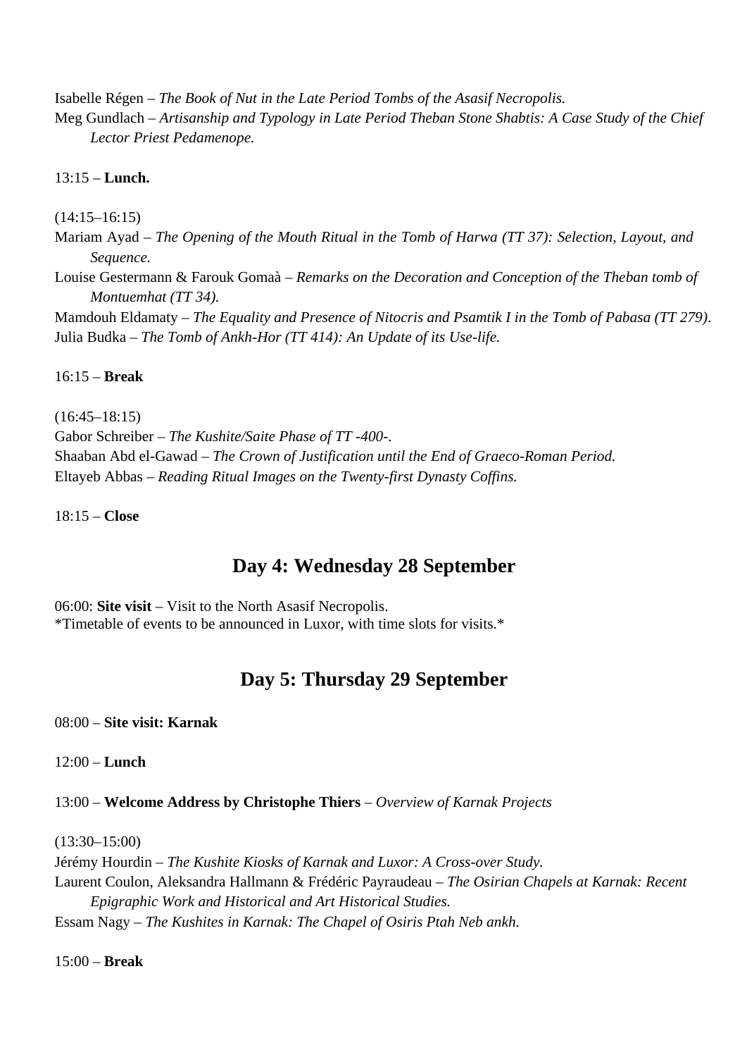Isabelle Régen – *The Book of Nut in the Late Period Tombs of the Asasif Necropolis.*

Meg Gundlach – *Artisanship and Typology in Late Period Theban Stone Shabtis: A Case Study of the Chief Lector Priest Pedamenope.*

13:15 – **Lunch.**

(14:15–16:15)

Mariam Ayad – *The Opening of the Mouth Ritual in the Tomb of Harwa (TT 37): Selection, Layout, and Sequence.*

Louise Gestermann & Farouk Gomaà – *Remarks on the Decoration and Conception of the Theban tomb of Montuemhat (TT 34).*

Mamdouh Eldamaty – *The Equality and Presence of Nitocris and Psamtik I in the Tomb of Pabasa (TT 279).*

Julia Budka – *The Tomb of Ankh-Hor (TT 414): An Update of its Use-life.*

16:15 – **Break**

(16:45–18:15)

Gabor Schreiber – *The Kushite/Saite Phase of TT -400-.*

Shaaban Abd el-Gawad – *The Crown of Justification until the End of Graeco-Roman Period.*

Eltayeb Abbas – *Reading Ritual Images on the Twenty-first Dynasty Coffins.*

18:15 – **Close**

## Day 4: Wednesday 28 September

06:00: **Site visit** – Visit to the North Asasif Necropolis.
*Timetable of events to be announced in Luxor, with time slots for visits.*

## Day 5: Thursday 29 September

08:00 – **Site visit: Karnak**

12:00 – **Lunch**

13:00 – **Welcome Address by Christophe Thiers** – *Overview of Karnak Projects*

(13:30–15:00)

Jérémy Hourdin – *The Kushite Kiosks of Karnak and Luxor: A Cross-over Study.*

Laurent Coulon, Aleksandra Hallmann & Frédéric Payraudeau – *The Osirian Chapels at Karnak: Recent Epigraphic Work and Historical and Art Historical Studies.*

Essam Nagy – *The Kushites in Karnak: The Chapel of Osiris Ptah Neb ankh.*

15:00 – **Break**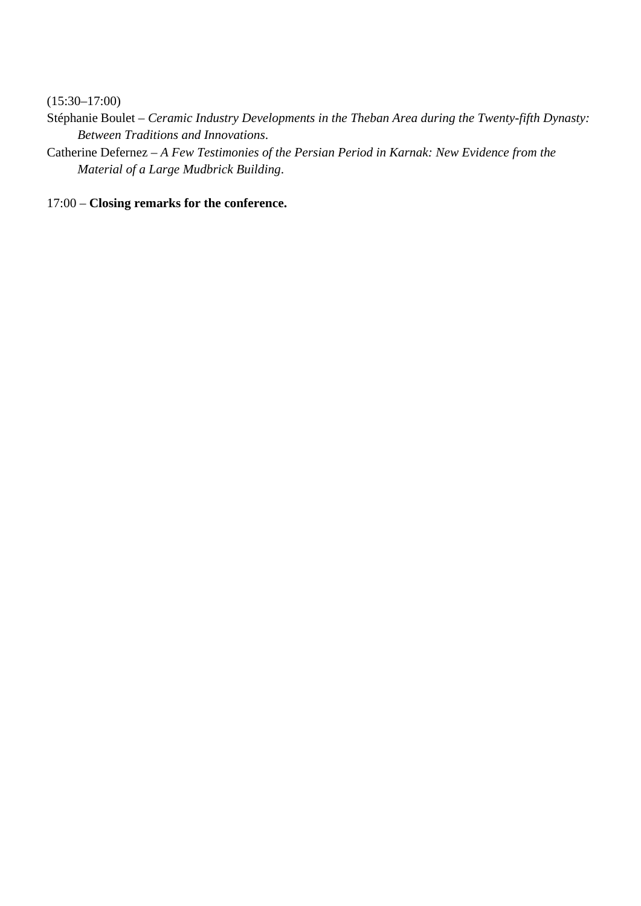(15:30–17:00)

Stéphanie Boulet – *Ceramic Industry Developments in the Theban Area during the Twenty-fifth Dynasty: Between Traditions and Innovations*.

Catherine Defernez – *A Few Testimonies of the Persian Period in Karnak: New Evidence from the Material of a Large Mudbrick Building*.

17:00 – **Closing remarks for the conference.**